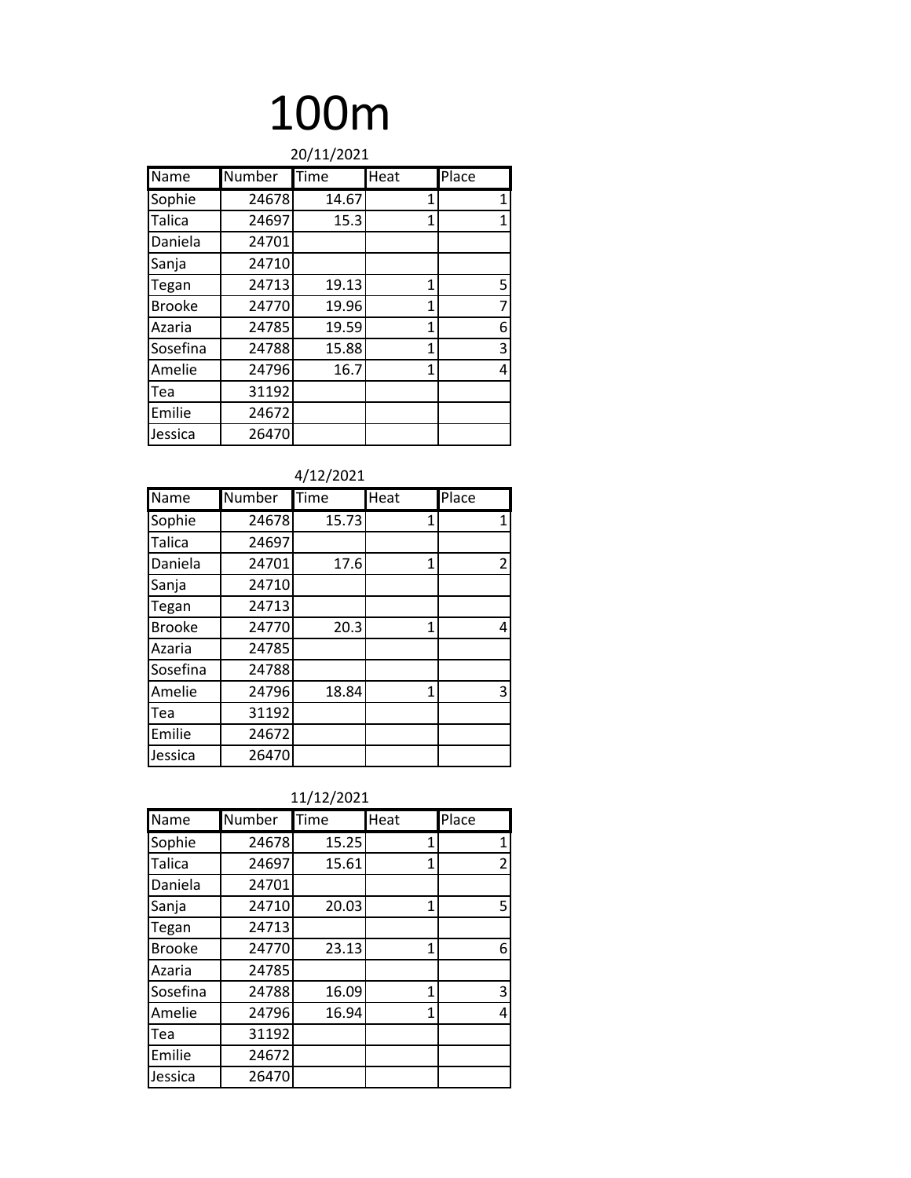# 100m

20/11/2021

| Name | Number | Time | Heat | Place |
|---|---|---|---|---|
| Sophie | 24678 | 14.67 | 1 | 1 |
| Talica | 24697 | 15.3 | 1 | 1 |
| Daniela | 24701 | | | |
| Sanja | 24710 | | | |
| Tegan | 24713 | 19.13 | 1 | 5 |
| Brooke | 24770 | 19.96 | 1 | 7 |
| Azaria | 24785 | 19.59 | 1 | 6 |
| Sosefina | 24788 | 15.88 | 1 | 3 |
| Amelie | 24796 | 16.7 | 1 | 4 |
| Tea | 31192 | | | |
| Emilie | 24672 | | | |
| Jessica | 26470 | | | |

4/12/2021

| Name | Number | Time | Heat | Place |
|---|---|---|---|---|
| Sophie | 24678 | 15.73 | 1 | 1 |
| Talica | 24697 | | | |
| Daniela | 24701 | 17.6 | 1 | 2 |
| Sanja | 24710 | | | |
| Tegan | 24713 | | | |
| Brooke | 24770 | 20.3 | 1 | 4 |
| Azaria | 24785 | | | |
| Sosefina | 24788 | | | |
| Amelie | 24796 | 18.84 | 1 | 3 |
| Tea | 31192 | | | |
| Emilie | 24672 | | | |
| Jessica | 26470 | | | |

11/12/2021

| Name | Number | Time | Heat | Place |
|---|---|---|---|---|
| Sophie | 24678 | 15.25 | 1 | 1 |
| Talica | 24697 | 15.61 | 1 | 2 |
| Daniela | 24701 | | | |
| Sanja | 24710 | 20.03 | 1 | 5 |
| Tegan | 24713 | | | |
| Brooke | 24770 | 23.13 | 1 | 6 |
| Azaria | 24785 | | | |
| Sosefina | 24788 | 16.09 | 1 | 3 |
| Amelie | 24796 | 16.94 | 1 | 4 |
| Tea | 31192 | | | |
| Emilie | 24672 | | | |
| Jessica | 26470 | | | |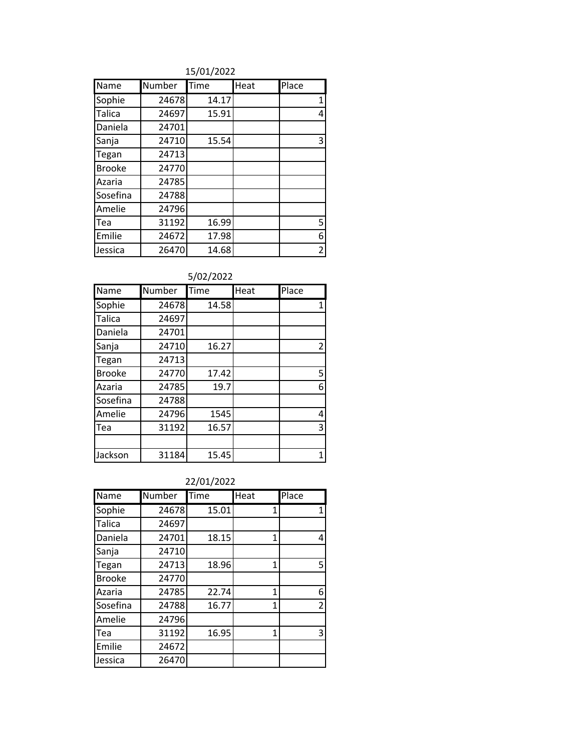15/01/2022

| Name | Number | Time | Heat | Place |
|---|---|---|---|---|
| Sophie | 24678 | 14.17 | | 1 |
| Talica | 24697 | 15.91 | | 4 |
| Daniela | 24701 | | | |
| Sanja | 24710 | 15.54 | | 3 |
| Tegan | 24713 | | | |
| Brooke | 24770 | | | |
| Azaria | 24785 | | | |
| Sosefina | 24788 | | | |
| Amelie | 24796 | | | |
| Tea | 31192 | 16.99 | | 5 |
| Emilie | 24672 | 17.98 | | 6 |
| Jessica | 26470 | 14.68 | | 2 |

5/02/2022

| Name | Number | Time | Heat | Place |
|---|---|---|---|---|
| Sophie | 24678 | 14.58 | | 1 |
| Talica | 24697 | | | |
| Daniela | 24701 | | | |
| Sanja | 24710 | 16.27 | | 2 |
| Tegan | 24713 | | | |
| Brooke | 24770 | 17.42 | | 5 |
| Azaria | 24785 | 19.7 | | 6 |
| Sosefina | 24788 | | | |
| Amelie | 24796 | 1545 | | 4 |
| Tea | 31192 | 16.57 | | 3 |
| | | | | |
| Jackson | 31184 | 15.45 | | 1 |

22/01/2022

| Name | Number | Time | Heat | Place |
|---|---|---|---|---|
| Sophie | 24678 | 15.01 | 1 | 1 |
| Talica | 24697 | | | |
| Daniela | 24701 | 18.15 | 1 | 4 |
| Sanja | 24710 | | | |
| Tegan | 24713 | 18.96 | 1 | 5 |
| Brooke | 24770 | | | |
| Azaria | 24785 | 22.74 | 1 | 6 |
| Sosefina | 24788 | 16.77 | 1 | 2 |
| Amelie | 24796 | | | |
| Tea | 31192 | 16.95 | 1 | 3 |
| Emilie | 24672 | | | |
| Jessica | 26470 | | | |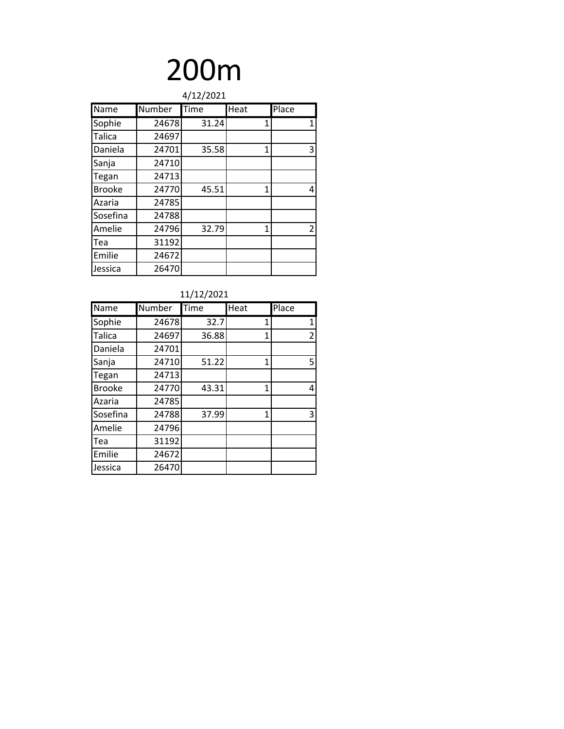# 200m

4/12/2021

| Name | Number | Time | Heat | Place |
|---|---|---|---|---|
| Sophie | 24678 | 31.24 | 1 | 1 |
| Talica | 24697 | | | |
| Daniela | 24701 | 35.58 | 1 | 3 |
| Sanja | 24710 | | | |
| Tegan | 24713 | | | |
| Brooke | 24770 | 45.51 | 1 | 4 |
| Azaria | 24785 | | | |
| Sosefina | 24788 | | | |
| Amelie | 24796 | 32.79 | 1 | 2 |
| Tea | 31192 | | | |
| Emilie | 24672 | | | |
| Jessica | 26470 | | | |

11/12/2021

| Name | Number | Time | Heat | Place |
|---|---|---|---|---|
| Sophie | 24678 | 32.7 | 1 | 1 |
| Talica | 24697 | 36.88 | 1 | 2 |
| Daniela | 24701 | | | |
| Sanja | 24710 | 51.22 | 1 | 5 |
| Tegan | 24713 | | | |
| Brooke | 24770 | 43.31 | 1 | 4 |
| Azaria | 24785 | | | |
| Sosefina | 24788 | 37.99 | 1 | 3 |
| Amelie | 24796 | | | |
| Tea | 31192 | | | |
| Emilie | 24672 | | | |
| Jessica | 26470 | | | |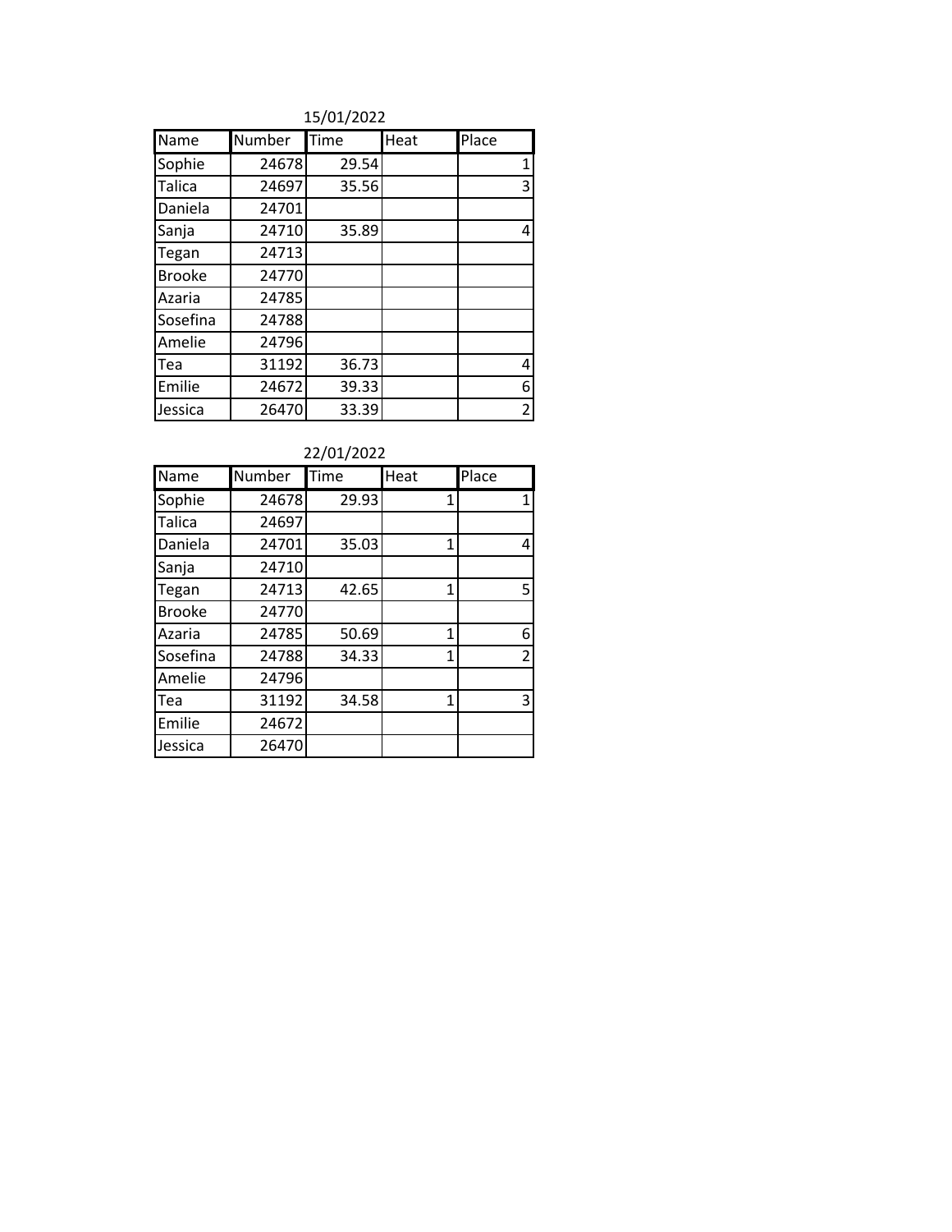15/01/2022

| Name | Number | Time | Heat | Place |
|---|---|---|---|---|
| Sophie | 24678 | 29.54 | | 1 |
| Talica | 24697 | 35.56 | | 3 |
| Daniela | 24701 | | | |
| Sanja | 24710 | 35.89 | | 4 |
| Tegan | 24713 | | | |
| Brooke | 24770 | | | |
| Azaria | 24785 | | | |
| Sosefina | 24788 | | | |
| Amelie | 24796 | | | |
| Tea | 31192 | 36.73 | | 4 |
| Emilie | 24672 | 39.33 | | 6 |
| Jessica | 26470 | 33.39 | | 2 |

22/01/2022

| Name | Number | Time | Heat | Place |
|---|---|---|---|---|
| Sophie | 24678 | 29.93 | 1 | 1 |
| Talica | 24697 | | | |
| Daniela | 24701 | 35.03 | 1 | 4 |
| Sanja | 24710 | | | |
| Tegan | 24713 | 42.65 | 1 | 5 |
| Brooke | 24770 | | | |
| Azaria | 24785 | 50.69 | 1 | 6 |
| Sosefina | 24788 | 34.33 | 1 | 2 |
| Amelie | 24796 | | | |
| Tea | 31192 | 34.58 | 1 | 3 |
| Emilie | 24672 | | | |
| Jessica | 26470 | | | |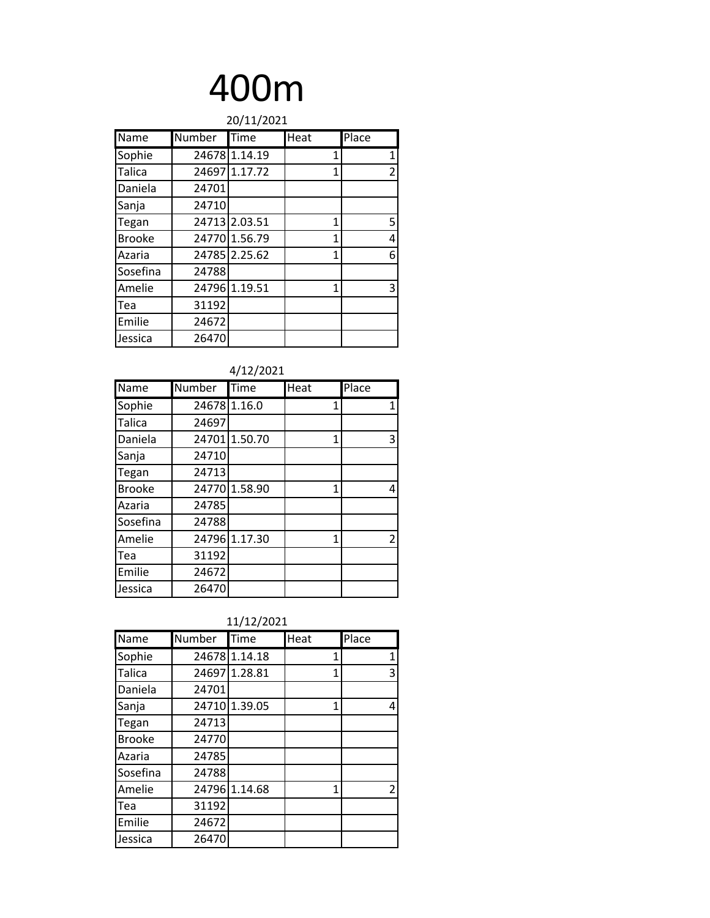# 400m

20/11/2021

| Name | Number | Time | Heat | Place |
|---|---|---|---|---|
| Sophie | 24678 | 1.14.19 | 1 | 1 |
| Talica | 24697 | 1.17.72 | 1 | 2 |
| Daniela | 24701 | | | |
| Sanja | 24710 | | | |
| Tegan | 24713 | 2.03.51 | 1 | 5 |
| Brooke | 24770 | 1.56.79 | 1 | 4 |
| Azaria | 24785 | 2.25.62 | 1 | 6 |
| Sosefina | 24788 | | | |
| Amelie | 24796 | 1.19.51 | 1 | 3 |
| Tea | 31192 | | | |
| Emilie | 24672 | | | |
| Jessica | 26470 | | | |

4/12/2021

| Name | Number | Time | Heat | Place |
|---|---|---|---|---|
| Sophie | 24678 | 1.16.0 | 1 | 1 |
| Talica | 24697 | | | |
| Daniela | 24701 | 1.50.70 | 1 | 3 |
| Sanja | 24710 | | | |
| Tegan | 24713 | | | |
| Brooke | 24770 | 1.58.90 | 1 | 4 |
| Azaria | 24785 | | | |
| Sosefina | 24788 | | | |
| Amelie | 24796 | 1.17.30 | 1 | 2 |
| Tea | 31192 | | | |
| Emilie | 24672 | | | |
| Jessica | 26470 | | | |

11/12/2021

| Name | Number | Time | Heat | Place |
|---|---|---|---|---|
| Sophie | 24678 | 1.14.18 | 1 | 1 |
| Talica | 24697 | 1.28.81 | 1 | 3 |
| Daniela | 24701 | | | |
| Sanja | 24710 | 1.39.05 | 1 | 4 |
| Tegan | 24713 | | | |
| Brooke | 24770 | | | |
| Azaria | 24785 | | | |
| Sosefina | 24788 | | | |
| Amelie | 24796 | 1.14.68 | 1 | 2 |
| Tea | 31192 | | | |
| Emilie | 24672 | | | |
| Jessica | 26470 | | | |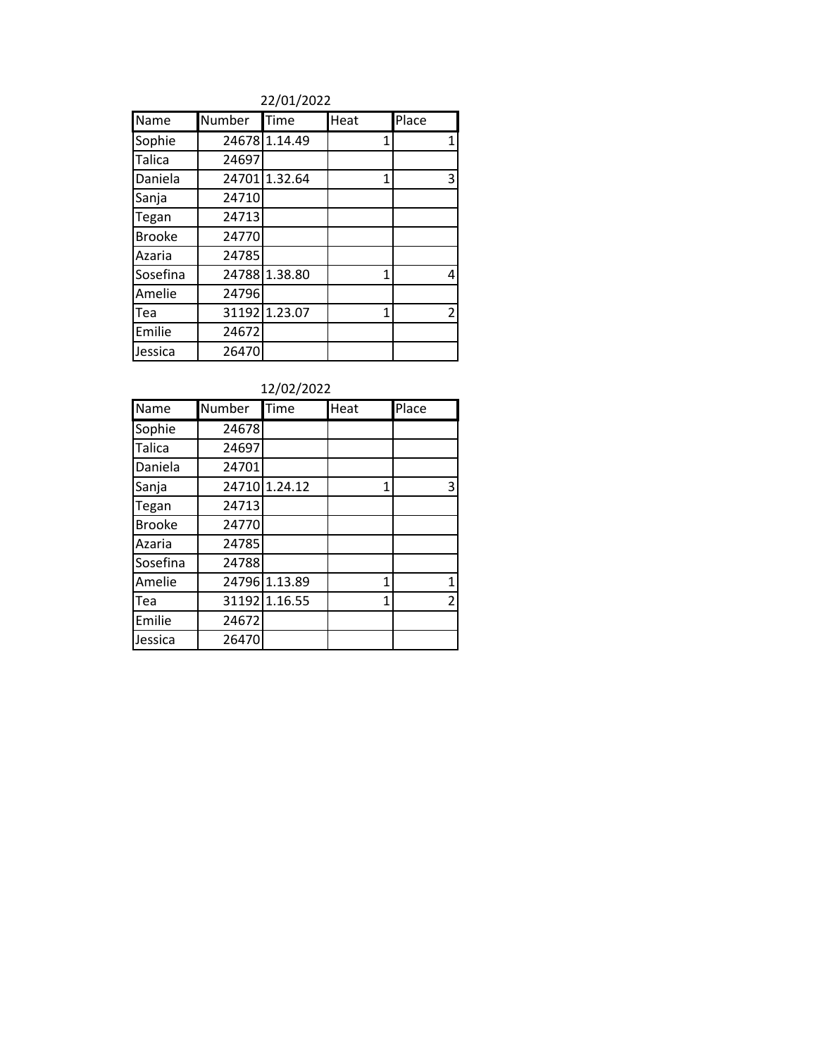22/01/2022

| Name | Number | Time | Heat | Place |
|---|---|---|---|---|
| Sophie | 24678 | 1.14.49 | 1 | 1 |
| Talica | 24697 | | | |
| Daniela | 24701 | 1.32.64 | 1 | 3 |
| Sanja | 24710 | | | |
| Tegan | 24713 | | | |
| Brooke | 24770 | | | |
| Azaria | 24785 | | | |
| Sosefina | 24788 | 1.38.80 | 1 | 4 |
| Amelie | 24796 | | | |
| Tea | 31192 | 1.23.07 | 1 | 2 |
| Emilie | 24672 | | | |
| Jessica | 26470 | | | |

12/02/2022

| Name | Number | Time | Heat | Place |
|---|---|---|---|---|
| Sophie | 24678 | | | |
| Talica | 24697 | | | |
| Daniela | 24701 | | | |
| Sanja | 24710 | 1.24.12 | 1 | 3 |
| Tegan | 24713 | | | |
| Brooke | 24770 | | | |
| Azaria | 24785 | | | |
| Sosefina | 24788 | | | |
| Amelie | 24796 | 1.13.89 | 1 | 1 |
| Tea | 31192 | 1.16.55 | 1 | 2 |
| Emilie | 24672 | | | |
| Jessica | 26470 | | | |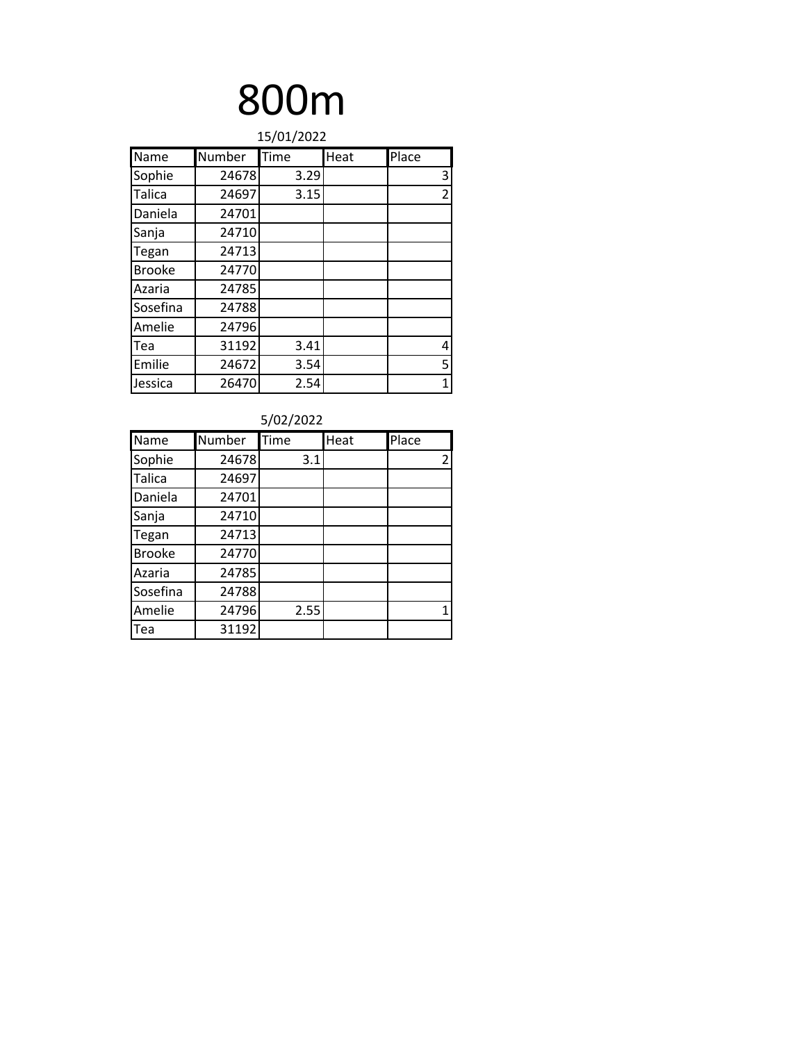# 800m

15/01/2022

| Name | Number | Time | Heat | Place |
|---|---|---|---|---|
| Sophie | 24678 | 3.29 | | 3 |
| Talica | 24697 | 3.15 | | 2 |
| Daniela | 24701 | | | |
| Sanja | 24710 | | | |
| Tegan | 24713 | | | |
| Brooke | 24770 | | | |
| Azaria | 24785 | | | |
| Sosefina | 24788 | | | |
| Amelie | 24796 | | | |
| Tea | 31192 | 3.41 | | 4 |
| Emilie | 24672 | 3.54 | | 5 |
| Jessica | 26470 | 2.54 | | 1 |

5/02/2022

| Name | Number | Time | Heat | Place |
|---|---|---|---|---|
| Sophie | 24678 | 3.1 | | 2 |
| Talica | 24697 | | | |
| Daniela | 24701 | | | |
| Sanja | 24710 | | | |
| Tegan | 24713 | | | |
| Brooke | 24770 | | | |
| Azaria | 24785 | | | |
| Sosefina | 24788 | | | |
| Amelie | 24796 | 2.55 | | 1 |
| Tea | 31192 | | | |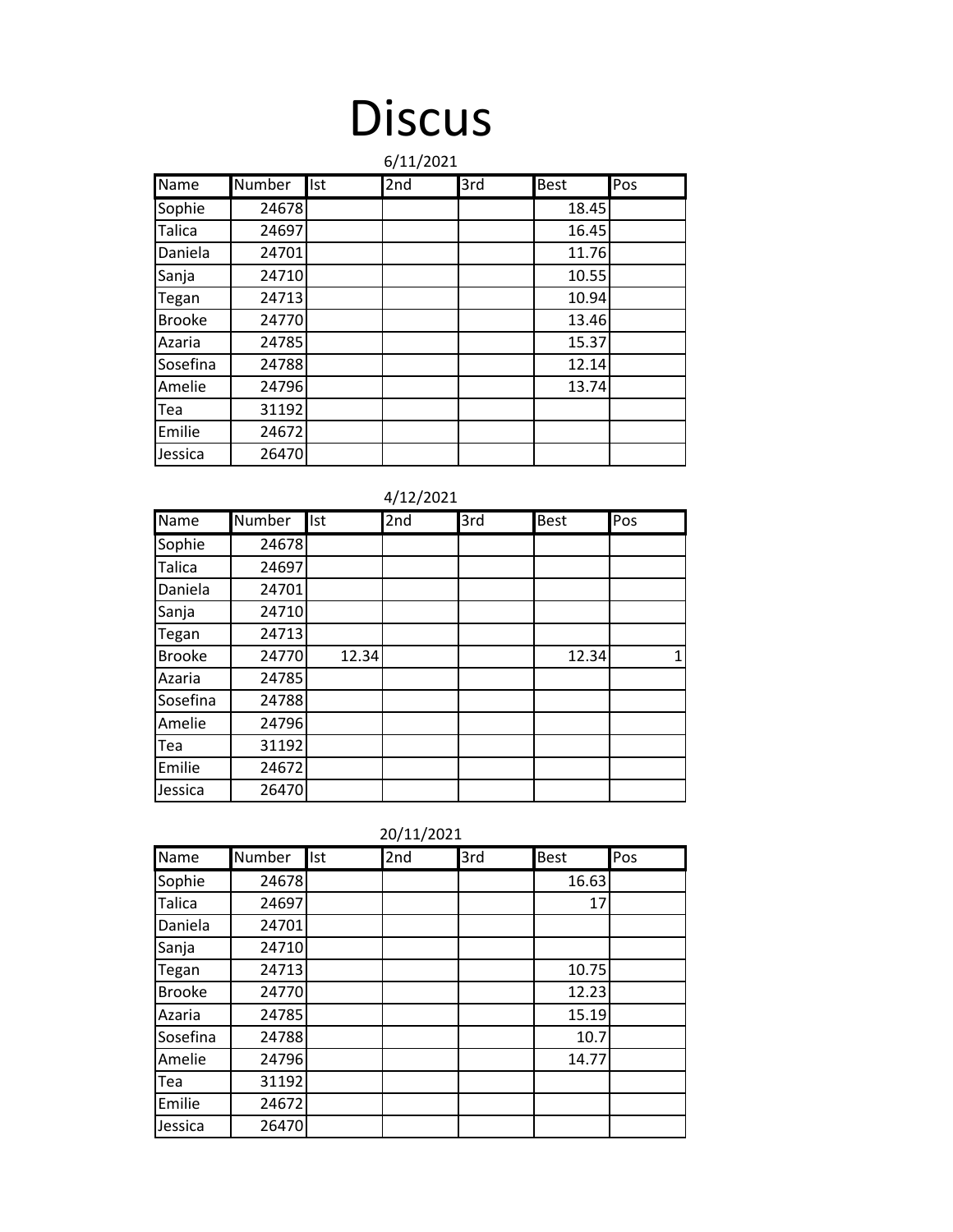# Discus

6/11/2021

| Name | Number | Ist | 2nd | 3rd | Best | Pos |
|---|---|---|---|---|---|---|
| Sophie | 24678 | | | | 18.45 | |
| Talica | 24697 | | | | 16.45 | |
| Daniela | 24701 | | | | 11.76 | |
| Sanja | 24710 | | | | 10.55 | |
| Tegan | 24713 | | | | 10.94 | |
| Brooke | 24770 | | | | 13.46 | |
| Azaria | 24785 | | | | 15.37 | |
| Sosefina | 24788 | | | | 12.14 | |
| Amelie | 24796 | | | | 13.74 | |
| Tea | 31192 | | | | | |
| Emilie | 24672 | | | | | |
| Jessica | 26470 | | | | | |

4/12/2021

| Name | Number | Ist | 2nd | 3rd | Best | Pos |
|---|---|---|---|---|---|---|
| Sophie | 24678 | | | | | |
| Talica | 24697 | | | | | |
| Daniela | 24701 | | | | | |
| Sanja | 24710 | | | | | |
| Tegan | 24713 | | | | | |
| Brooke | 24770 | 12.34 | | | 12.34 | 1 |
| Azaria | 24785 | | | | | |
| Sosefina | 24788 | | | | | |
| Amelie | 24796 | | | | | |
| Tea | 31192 | | | | | |
| Emilie | 24672 | | | | | |
| Jessica | 26470 | | | | | |

20/11/2021

| Name | Number | Ist | 2nd | 3rd | Best | Pos |
|---|---|---|---|---|---|---|
| Sophie | 24678 | | | | 16.63 | |
| Talica | 24697 | | | | 17 | |
| Daniela | 24701 | | | | | |
| Sanja | 24710 | | | | | |
| Tegan | 24713 | | | | 10.75 | |
| Brooke | 24770 | | | | 12.23 | |
| Azaria | 24785 | | | | 15.19 | |
| Sosefina | 24788 | | | | 10.7 | |
| Amelie | 24796 | | | | 14.77 | |
| Tea | 31192 | | | | | |
| Emilie | 24672 | | | | | |
| Jessica | 26470 | | | | | |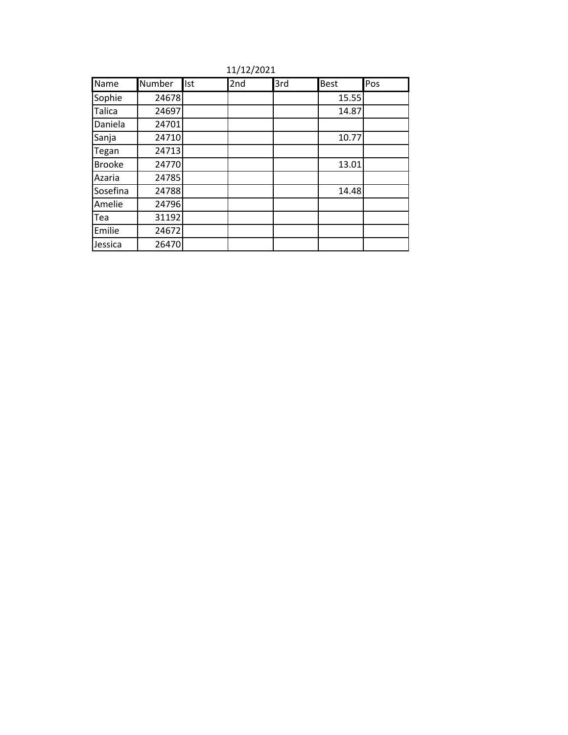11/12/2021

| Name | Number | Ist | 2nd | 3rd | Best | Pos |
| --- | --- | --- | --- | --- | --- | --- |
| Sophie | 24678 | | | | 15.55 | |
| Talica | 24697 | | | | 14.87 | |
| Daniela | 24701 | | | | | |
| Sanja | 24710 | | | | 10.77 | |
| Tegan | 24713 | | | | | |
| Brooke | 24770 | | | | 13.01 | |
| Azaria | 24785 | | | | | |
| Sosefina | 24788 | | | | 14.48 | |
| Amelie | 24796 | | | | | |
| Tea | 31192 | | | | | |
| Emilie | 24672 | | | | | |
| Jessica | 26470 | | | | | |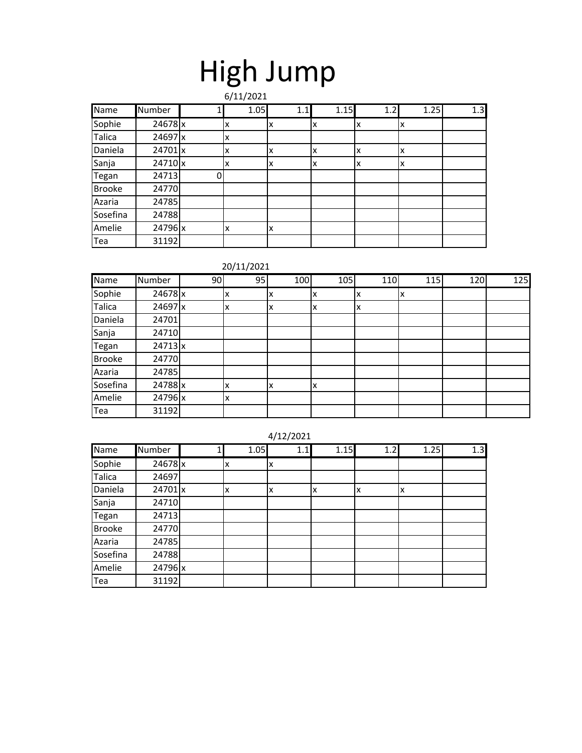# High Jump

6/11/2021

| Name | Number | 1 | 1.05 | 1.1 | 1.15 | 1.2 | 1.25 | 1.3 |
|---|---|---|---|---|---|---|---|---|
| Sophie | 24678 | x | x | x | x | x | x | |
| Talica | 24697 | x | x | | | | | |
| Daniela | 24701 | x | x | x | x | x | x | |
| Sanja | 24710 | x | x | x | x | x | x | |
| Tegan | 24713 | 0 | | | | | | |
| Brooke | 24770 | | | | | | | |
| Azaria | 24785 | | | | | | | |
| Sosefina | 24788 | | | | | | | |
| Amelie | 24796 | x | x | x | | | | |
| Tea | 31192 | | | | | | | |

20/11/2021

| Name | Number | 90 | 95 | 100 | 105 | 110 | 115 | 120 | 125 |
|---|---|---|---|---|---|---|---|---|---|
| Sophie | 24678 | x | x | x | x | x | x | | |
| Talica | 24697 | x | x | x | x | x | | | |
| Daniela | 24701 | | | | | | | | |
| Sanja | 24710 | | | | | | | | |
| Tegan | 24713 | x | | | | | | | |
| Brooke | 24770 | | | | | | | | |
| Azaria | 24785 | | | | | | | | |
| Sosefina | 24788 | x | x | x | x | | | | |
| Amelie | 24796 | x | x | | | | | | |
| Tea | 31192 | | | | | | | | |

4/12/2021

| Name | Number | 1 | 1.05 | 1.1 | 1.15 | 1.2 | 1.25 | 1.3 |
|---|---|---|---|---|---|---|---|---|
| Sophie | 24678 | x | x | x | | | | |
| Talica | 24697 | | | | | | | |
| Daniela | 24701 | x | x | x | x | x | x | |
| Sanja | 24710 | | | | | | | |
| Tegan | 24713 | | | | | | | |
| Brooke | 24770 | | | | | | | |
| Azaria | 24785 | | | | | | | |
| Sosefina | 24788 | | | | | | | |
| Amelie | 24796 | x | | | | | | |
| Tea | 31192 | | | | | | | |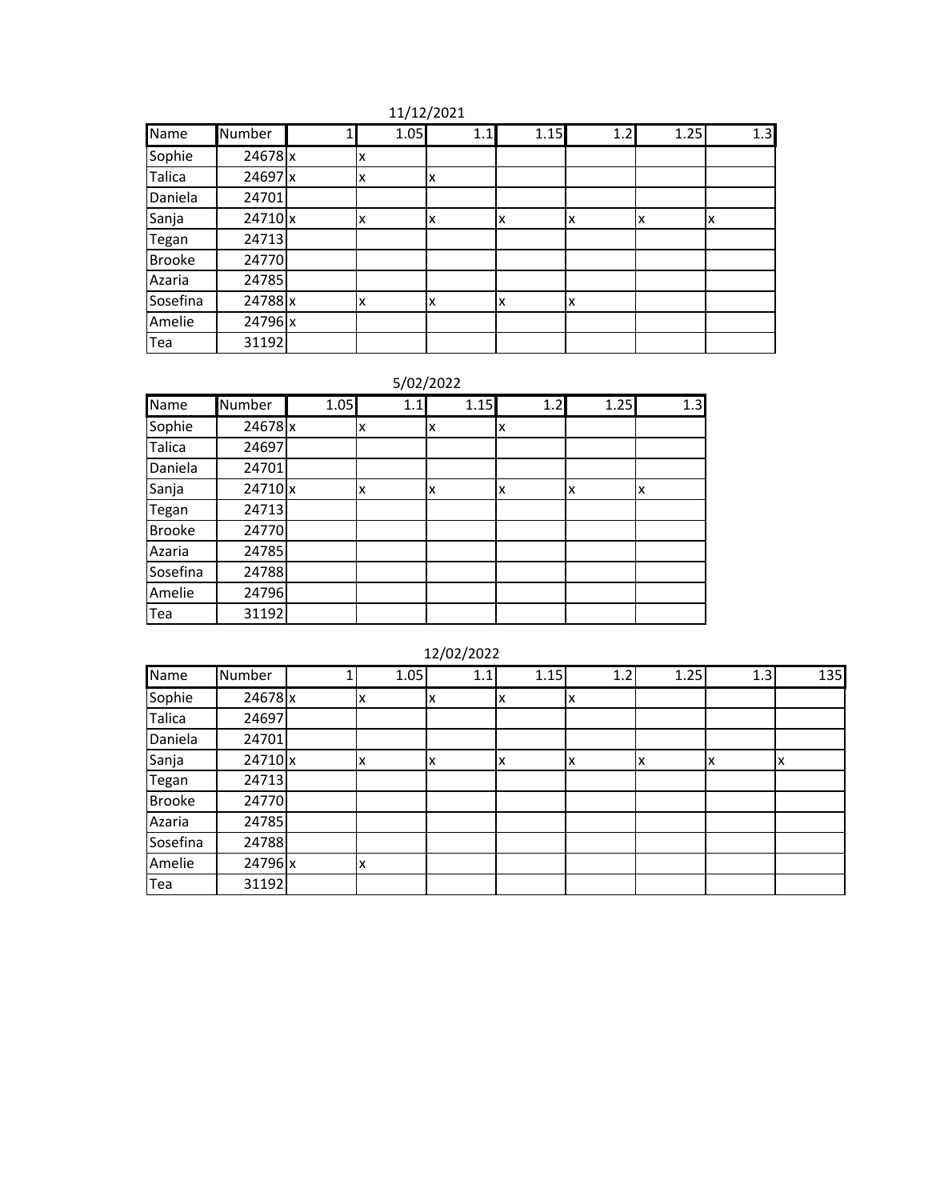11/12/2021

| Name | Number | 1 | 1.05 | 1.1 | 1.15 | 1.2 | 1.25 | 1.3 |
|---|---|---|---|---|---|---|---|---|
| Sophie | 24678 | x | x | | | | | |
| Talica | 24697 | x | x | x | | | | |
| Daniela | 24701 | | | | | | | |
| Sanja | 24710 | x | x | x | x | x | x | x |
| Tegan | 24713 | | | | | | | |
| Brooke | 24770 | | | | | | | |
| Azaria | 24785 | | | | | | | |
| Sosefina | 24788 | x | x | x | x | x | | |
| Amelie | 24796 | x | | | | | | |
| Tea | 31192 | | | | | | | |

5/02/2022

| Name | Number | 1.05 | 1.1 | 1.15 | 1.2 | 1.25 | 1.3 |
|---|---|---|---|---|---|---|---|
| Sophie | 24678 | x | x | x | x | | |
| Talica | 24697 | | | | | | |
| Daniela | 24701 | | | | | | |
| Sanja | 24710 | x | x | x | x | x | x |
| Tegan | 24713 | | | | | | |
| Brooke | 24770 | | | | | | |
| Azaria | 24785 | | | | | | |
| Sosefina | 24788 | | | | | | |
| Amelie | 24796 | | | | | | |
| Tea | 31192 | | | | | | |

12/02/2022

| Name | Number | 1 | 1.05 | 1.1 | 1.15 | 1.2 | 1.25 | 1.3 | 135 |
|---|---|---|---|---|---|---|---|---|---|
| Sophie | 24678 | x | x | x | x | x | | | |
| Talica | 24697 | | | | | | | | |
| Daniela | 24701 | | | | | | | | |
| Sanja | 24710 | x | x | x | x | x | x | x | x |
| Tegan | 24713 | | | | | | | | |
| Brooke | 24770 | | | | | | | | |
| Azaria | 24785 | | | | | | | | |
| Sosefina | 24788 | | | | | | | | |
| Amelie | 24796 | x | x | | | | | | |
| Tea | 31192 | | | | | | | | |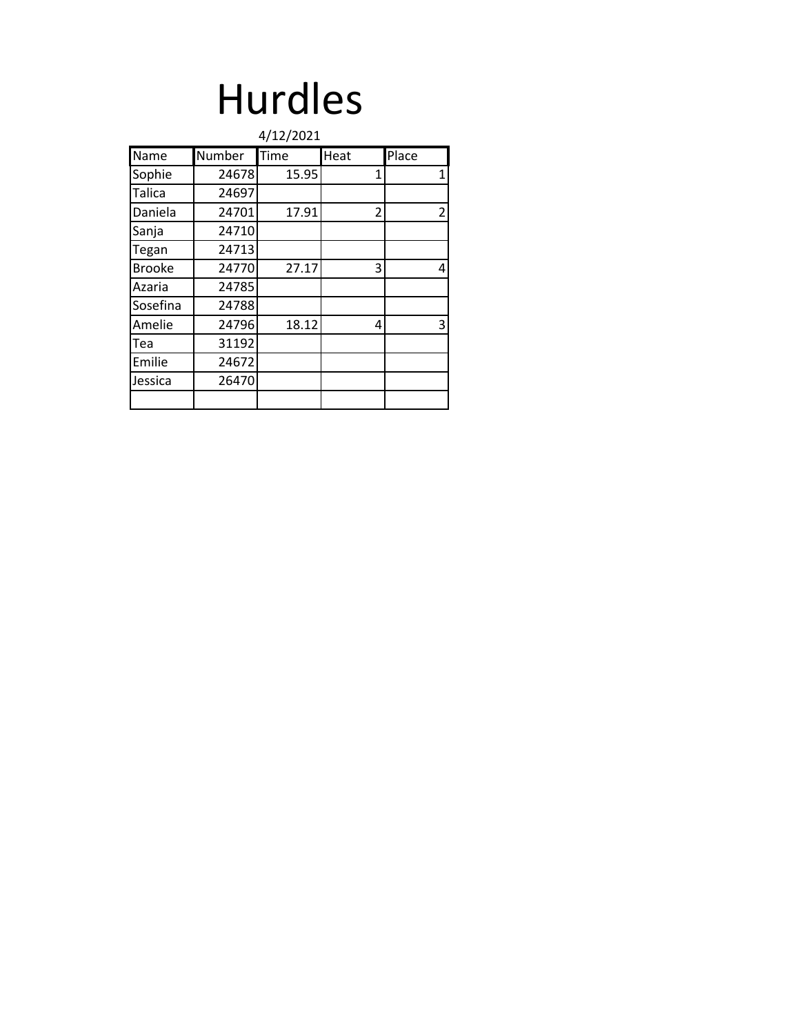# Hurdles

4/12/2021

| Name | Number | Time | Heat | Place |
|---|---|---|---|---|
| Sophie | 24678 | 15.95 | 1 | 1 |
| Talica | 24697 | | | |
| Daniela | 24701 | 17.91 | 2 | 2 |
| Sanja | 24710 | | | |
| Tegan | 24713 | | | |
| Brooke | 24770 | 27.17 | 3 | 4 |
| Azaria | 24785 | | | |
| Sosefina | 24788 | | | |
| Amelie | 24796 | 18.12 | 4 | 3 |
| Tea | 31192 | | | |
| Emilie | 24672 | | | |
| Jessica | 26470 | | | |
| | | | | |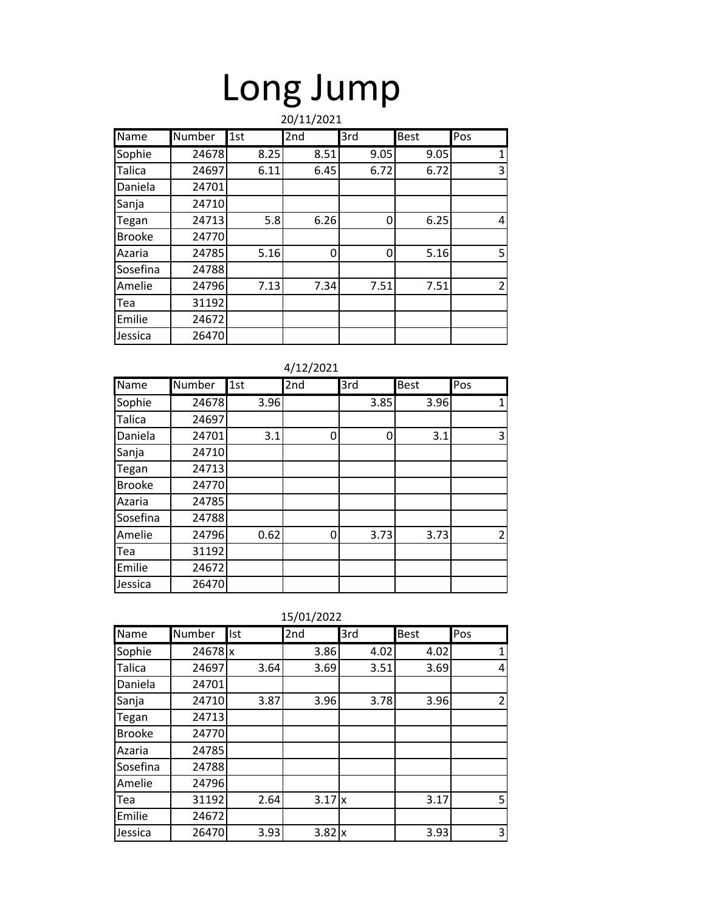# Long Jump

20/11/2021

| Name | Number | 1st | 2nd | 3rd | Best | Pos |
|---|---|---|---|---|---|---|
| Sophie | 24678 | 8.25 | 8.51 | 9.05 | 9.05 | 1 |
| Talica | 24697 | 6.11 | 6.45 | 6.72 | 6.72 | 3 |
| Daniela | 24701 | | | | | |
| Sanja | 24710 | | | | | |
| Tegan | 24713 | 5.8 | 6.26 | 0 | 6.25 | 4 |
| Brooke | 24770 | | | | | |
| Azaria | 24785 | 5.16 | 0 | 0 | 5.16 | 5 |
| Sosefina | 24788 | | | | | |
| Amelie | 24796 | 7.13 | 7.34 | 7.51 | 7.51 | 2 |
| Tea | 31192 | | | | | |
| Emilie | 24672 | | | | | |
| Jessica | 26470 | | | | | |

4/12/2021

| Name | Number | 1st | 2nd | 3rd | Best | Pos |
|---|---|---|---|---|---|---|
| Sophie | 24678 | 3.96 | | 3.85 | 3.96 | 1 |
| Talica | 24697 | | | | | |
| Daniela | 24701 | 3.1 | 0 | 0 | 3.1 | 3 |
| Sanja | 24710 | | | | | |
| Tegan | 24713 | | | | | |
| Brooke | 24770 | | | | | |
| Azaria | 24785 | | | | | |
| Sosefina | 24788 | | | | | |
| Amelie | 24796 | 0.62 | 0 | 3.73 | 3.73 | 2 |
| Tea | 31192 | | | | | |
| Emilie | 24672 | | | | | |
| Jessica | 26470 | | | | | |

15/01/2022

| Name | Number | Ist | 2nd | 3rd | Best | Pos |
|---|---|---|---|---|---|---|
| Sophie | 24678 | x | 3.86 | 4.02 | 4.02 | 1 |
| Talica | 24697 | 3.64 | 3.69 | 3.51 | 3.69 | 4 |
| Daniela | 24701 | | | | | |
| Sanja | 24710 | 3.87 | 3.96 | 3.78 | 3.96 | 2 |
| Tegan | 24713 | | | | | |
| Brooke | 24770 | | | | | |
| Azaria | 24785 | | | | | |
| Sosefina | 24788 | | | | | |
| Amelie | 24796 | | | | | |
| Tea | 31192 | 2.64 | 3.17 | x | 3.17 | 5 |
| Emilie | 24672 | | | | | |
| Jessica | 26470 | 3.93 | 3.82 | x | 3.93 | 3 |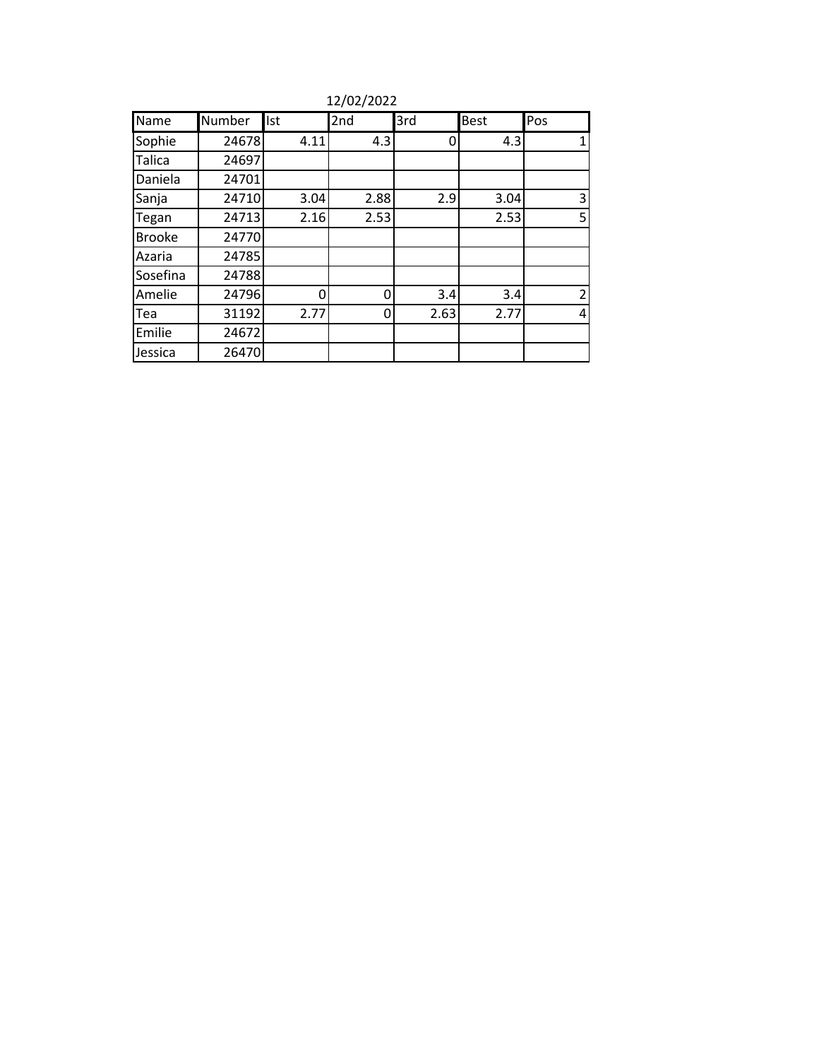12/02/2022

| Name | Number | Ist | 2nd | 3rd | Best | Pos |
|---|---|---|---|---|---|---|
| Sophie | 24678 | 4.11 | 4.3 | 0 | 4.3 | 1 |
| Talica | 24697 | | | | | |
| Daniela | 24701 | | | | | |
| Sanja | 24710 | 3.04 | 2.88 | 2.9 | 3.04 | 3 |
| Tegan | 24713 | 2.16 | 2.53 | | 2.53 | 5 |
| Brooke | 24770 | | | | | |
| Azaria | 24785 | | | | | |
| Sosefina | 24788 | | | | | |
| Amelie | 24796 | 0 | 0 | 3.4 | 3.4 | 2 |
| Tea | 31192 | 2.77 | 0 | 2.63 | 2.77 | 4 |
| Emilie | 24672 | | | | | |
| Jessica | 26470 | | | | | |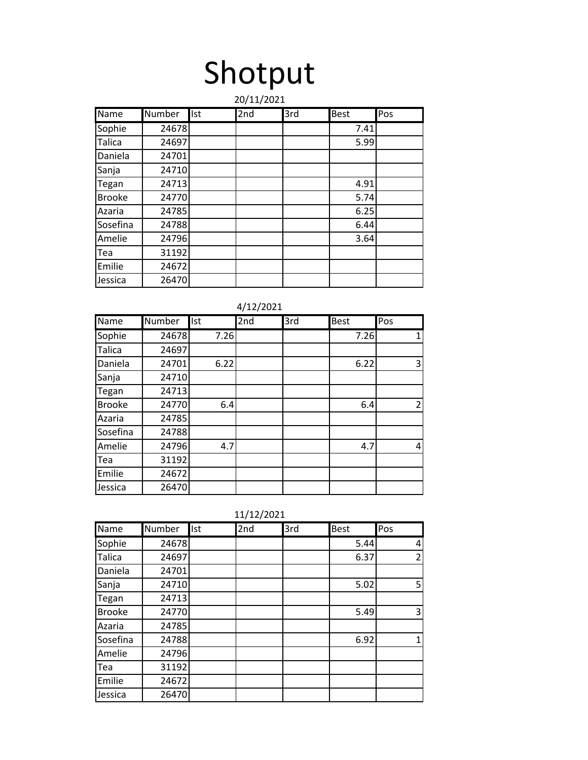# Shotput

20/11/2021

| Name | Number | Ist | 2nd | 3rd | Best | Pos |
|---|---|---|---|---|---|---|
| Sophie | 24678 | | | | 7.41 | |
| Talica | 24697 | | | | 5.99 | |
| Daniela | 24701 | | | | | |
| Sanja | 24710 | | | | | |
| Tegan | 24713 | | | | 4.91 | |
| Brooke | 24770 | | | | 5.74 | |
| Azaria | 24785 | | | | 6.25 | |
| Sosefina | 24788 | | | | 6.44 | |
| Amelie | 24796 | | | | 3.64 | |
| Tea | 31192 | | | | | |
| Emilie | 24672 | | | | | |
| Jessica | 26470 | | | | | |

4/12/2021

| Name | Number | Ist | 2nd | 3rd | Best | Pos |
|---|---|---|---|---|---|---|
| Sophie | 24678 | 7.26 | | | 7.26 | 1 |
| Talica | 24697 | | | | | |
| Daniela | 24701 | 6.22 | | | 6.22 | 3 |
| Sanja | 24710 | | | | | |
| Tegan | 24713 | | | | | |
| Brooke | 24770 | 6.4 | | | 6.4 | 2 |
| Azaria | 24785 | | | | | |
| Sosefina | 24788 | | | | | |
| Amelie | 24796 | 4.7 | | | 4.7 | 4 |
| Tea | 31192 | | | | | |
| Emilie | 24672 | | | | | |
| Jessica | 26470 | | | | | |

11/12/2021

| Name | Number | Ist | 2nd | 3rd | Best | Pos |
|---|---|---|---|---|---|---|
| Sophie | 24678 | | | | 5.44 | 4 |
| Talica | 24697 | | | | 6.37 | 2 |
| Daniela | 24701 | | | | | |
| Sanja | 24710 | | | | 5.02 | 5 |
| Tegan | 24713 | | | | | |
| Brooke | 24770 | | | | 5.49 | 3 |
| Azaria | 24785 | | | | | |
| Sosefina | 24788 | | | | 6.92 | 1 |
| Amelie | 24796 | | | | | |
| Tea | 31192 | | | | | |
| Emilie | 24672 | | | | | |
| Jessica | 26470 | | | | | |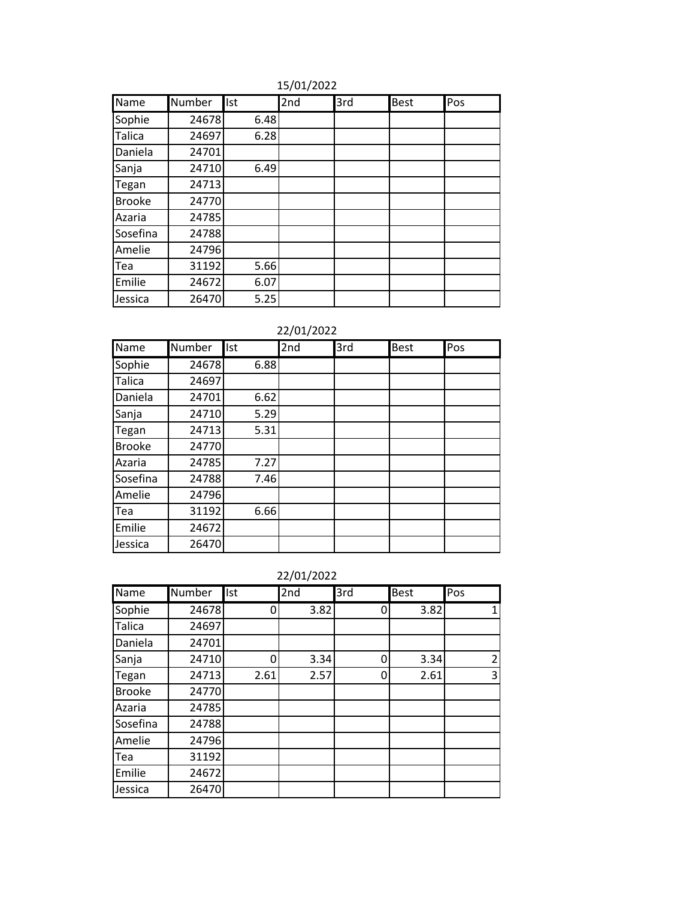15/01/2022

| Name | Number | Ist | 2nd | 3rd | Best | Pos |
|---|---|---|---|---|---|---|
| Sophie | 24678 | 6.48 | | | | |
| Talica | 24697 | 6.28 | | | | |
| Daniela | 24701 | | | | | |
| Sanja | 24710 | 6.49 | | | | |
| Tegan | 24713 | | | | | |
| Brooke | 24770 | | | | | |
| Azaria | 24785 | | | | | |
| Sosefina | 24788 | | | | | |
| Amelie | 24796 | | | | | |
| Tea | 31192 | 5.66 | | | | |
| Emilie | 24672 | 6.07 | | | | |
| Jessica | 26470 | 5.25 | | | | |

22/01/2022

| Name | Number | Ist | 2nd | 3rd | Best | Pos |
|---|---|---|---|---|---|---|
| Sophie | 24678 | 6.88 | | | | |
| Talica | 24697 | | | | | |
| Daniela | 24701 | 6.62 | | | | |
| Sanja | 24710 | 5.29 | | | | |
| Tegan | 24713 | 5.31 | | | | |
| Brooke | 24770 | | | | | |
| Azaria | 24785 | 7.27 | | | | |
| Sosefina | 24788 | 7.46 | | | | |
| Amelie | 24796 | | | | | |
| Tea | 31192 | 6.66 | | | | |
| Emilie | 24672 | | | | | |
| Jessica | 26470 | | | | | |

22/01/2022

| Name | Number | Ist | 2nd | 3rd | Best | Pos |
|---|---|---|---|---|---|---|
| Sophie | 24678 | 0 | 3.82 | 0 | 3.82 | 1 |
| Talica | 24697 | | | | | |
| Daniela | 24701 | | | | | |
| Sanja | 24710 | 0 | 3.34 | 0 | 3.34 | 2 |
| Tegan | 24713 | 2.61 | 2.57 | 0 | 2.61 | 3 |
| Brooke | 24770 | | | | | |
| Azaria | 24785 | | | | | |
| Sosefina | 24788 | | | | | |
| Amelie | 24796 | | | | | |
| Tea | 31192 | | | | | |
| Emilie | 24672 | | | | | |
| Jessica | 26470 | | | | | |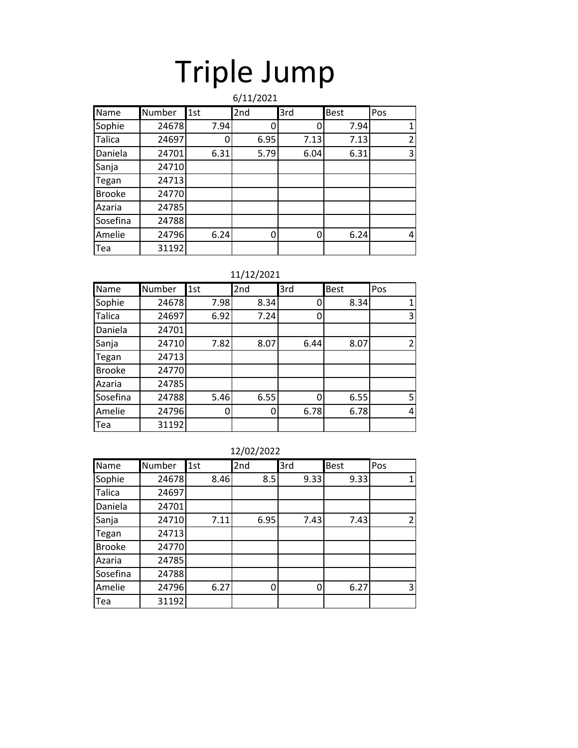# Triple Jump

6/11/2021

| Name | Number | 1st | 2nd | 3rd | Best | Pos |
|---|---|---|---|---|---|---|
| Sophie | 24678 | 7.94 | 0 | 0 | 7.94 | 1 |
| Talica | 24697 | 0 | 6.95 | 7.13 | 7.13 | 2 |
| Daniela | 24701 | 6.31 | 5.79 | 6.04 | 6.31 | 3 |
| Sanja | 24710 | | | | | |
| Tegan | 24713 | | | | | |
| Brooke | 24770 | | | | | |
| Azaria | 24785 | | | | | |
| Sosefina | 24788 | | | | | |
| Amelie | 24796 | 6.24 | 0 | 0 | 6.24 | 4 |
| Tea | 31192 | | | | | |

11/12/2021

| Name | Number | 1st | 2nd | 3rd | Best | Pos |
|---|---|---|---|---|---|---|
| Sophie | 24678 | 7.98 | 8.34 | 0 | 8.34 | 1 |
| Talica | 24697 | 6.92 | 7.24 | 0 | | 3 |
| Daniela | 24701 | | | | | |
| Sanja | 24710 | 7.82 | 8.07 | 6.44 | 8.07 | 2 |
| Tegan | 24713 | | | | | |
| Brooke | 24770 | | | | | |
| Azaria | 24785 | | | | | |
| Sosefina | 24788 | 5.46 | 6.55 | 0 | 6.55 | 5 |
| Amelie | 24796 | 0 | 0 | 6.78 | 6.78 | 4 |
| Tea | 31192 | | | | | |

12/02/2022

| Name | Number | 1st | 2nd | 3rd | Best | Pos |
|---|---|---|---|---|---|---|
| Sophie | 24678 | 8.46 | 8.5 | 9.33 | 9.33 | 1 |
| Talica | 24697 | | | | | |
| Daniela | 24701 | | | | | |
| Sanja | 24710 | 7.11 | 6.95 | 7.43 | 7.43 | 2 |
| Tegan | 24713 | | | | | |
| Brooke | 24770 | | | | | |
| Azaria | 24785 | | | | | |
| Sosefina | 24788 | | | | | |
| Amelie | 24796 | 6.27 | 0 | 0 | 6.27 | 3 |
| Tea | 31192 | | | | | |